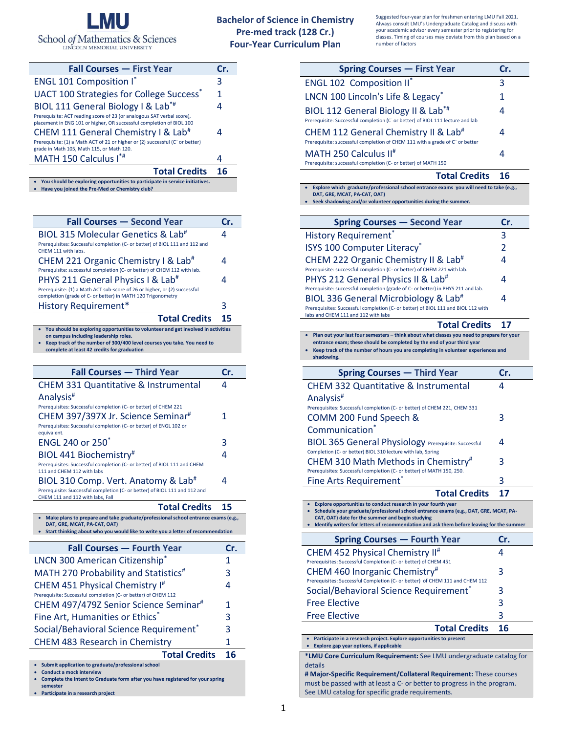LMU School of Mathematics & Sciences
LINCOLN MEMORIAL UNIVERSITY

# Bachelor of Science in Chemistry
## Pre-med track (128 Cr.)
## Four-Year Curriculum Plan

Suggested four-year plan for freshmen entering LMU Fall 2021. Always consult LMU's Undergraduate Catalog and discuss with your academic advisor every semester prior to registering for classes. Timing of courses may deviate from this plan based on a number of factors

| Fall Courses — First Year | Cr. |
|---|---|
| ENGL 101 Composition I* | 3 |
| UACT 100 Strategies for College Success* | 1 |
| BIOL 111 General Biology I & Lab*# <br> Prerequisite: ACT reading score of 23 (or analogous SAT verbal score), placement in ENG 101 or higher, OR successful completion of BIOL 100 | 4 |
| CHEM 111 General Chemistry I & Lab# <br> Prerequisite: (1) a Math ACT of 21 or higher or (2) successful (C⁻ or better) grade in Math 105, Math 115, or Math 120. | 4 |
| MATH 150 Calculus I*# | 4 |
| **Total Credits** | **16** |

- You should be exploring opportunities to participate in service initiatives.
- Have you joined the Pre-Med or Chemistry club?

| Spring Courses — First Year | Cr. |
|---|---|
| ENGL 102 Composition II* | 3 |
| LNCN 100 Lincoln's Life & Legacy* | 1 |
| BIOL 112 General Biology II & Lab*# <br> Prerequisite: Successful completion (C⁻ or better) of BIOL 111 lecture and lab | 4 |
| CHEM 112 General Chemistry II & Lab# <br> Prerequisite: successful completion of CHEM 111 with a grade of C⁻ or better | 4 |
| MATH 250 Calculus II# <br> Prerequisite: successful completion (C- or better) of MATH 150 | 4 |
| **Total Credits** | **16** |

- Explore which graduate/professional school entrance exams you will need to take (e.g., DAT, GRE, MCAT, PA-CAT, OAT)
- Seek shadowing and/or volunteer opportunities during the summer.

| Fall Courses — Second Year | Cr. |
|---|---|
| BIOL 315 Molecular Genetics & Lab# <br> Prerequisites: Successful completion (C- or better) of BIOL 111 and 112 and CHEM 111 with labs. | 4 |
| CHEM 221 Organic Chemistry I & Lab# <br> Prerequisite: successful completion (C- or better) of CHEM 112 with lab. | 4 |
| PHYS 211 General Physics I & Lab# <br> Prerequisite: (1) a Math ACT sub-score of 26 or higher, or (2) successful completion (grade of C- or better) in MATH 120 Trigonometry | 4 |
| History Requirement* | 3 |
| **Total Credits** | **15** |

- You should be exploring opportunities to volunteer and get involved in activities on campus including leadership roles.
- Keep track of the number of 300/400 level courses you take. You need to complete at least 42 credits for graduation

| Spring Courses — Second Year | Cr. |
|---|---|
| History Requirement* | 3 |
| ISYS 100 Computer Literacy* | 2 |
| CHEM 222 Organic Chemistry II & Lab# <br> Prerequisite: successful completion (C- or better) of CHEM 221 with lab. | 4 |
| PHYS 212 General Physics II & Lab# <br> Prerequisite: successful completion (grade of C- or better) in PHYS 211 and lab. | 4 |
| BIOL 336 General Microbiology & Lab# <br> Prerequisites: Successful completion (C- or better) of BIOL 111 and BIOL 112 with labs and CHEM 111 and 112 with labs | 4 |
| **Total Credits** | **17** |

- Plan out your last four semesters – think about what classes you need to prepare for your entrance exam; these should be completed by the end of your third year
- Keep track of the number of hours you are completing in volunteer experiences and shadowing.

| Fall Courses — Third Year | Cr. |
|---|---|
| CHEM 331 Quantitative & Instrumental Analysis# <br> Prerequisites: Successful completion (C- or better) of CHEM 221 | 4 |
| CHEM 397/397X Jr. Science Seminar# <br> Prerequisites: Successful completion (C- or better) of ENGL 102 or equivalent. | 1 |
| ENGL 240 or 250* | 3 |
| BIOL 441 Biochemistry# <br> Prerequisites: Successful completion (C- or better) of BIOL 111 and CHEM 111 and CHEM 112 with labs | 4 |
| BIOL 310 Comp. Vert. Anatomy & Lab# <br> Prerequisite: Successful completion (C- or better) of BIOL 111 and 112 and CHEM 111 and 112 with labs, Fall | 4 |
| **Total Credits** | **15** |

- Make plans to prepare and take graduate/professional school entrance exams (e.g., DAT, GRE, MCAT, PA-CAT, OAT)
- Start thinking about who you would like to write you a letter of recommendation

| Spring Courses — Third Year | Cr. |
|---|---|
| CHEM 332 Quantitative & Instrumental Analysis# <br> Prerequisites: Successful completion (C- or better) of CHEM 221, CHEM 331 | 4 |
| COMM 200 Fund Speech & Communication* | 3 |
| BIOL 365 General Physiology Prerequisite: Successful Completion (C- or better) BIOL 310 lecture with lab, Spring | 4 |
| CHEM 310 Math Methods in Chemistry# <br> Prerequisites: Successful completion (C- or better) of MATH 150, 250. | 3 |
| Fine Arts Requirement* | 3 |
| **Total Credits** | **17** |

- Explore opportunities to conduct research in your fourth year
- Schedule your graduate/professional school entrance exams (e.g., DAT, GRE, MCAT, PA-CAT, OAT) date for the summer and begin studying
- Identify writers for letters of recommendation and ask them before leaving for the summer

| Fall Courses — Fourth Year | Cr. |
|---|---|
| LNCN 300 American Citizenship* | 1 |
| MATH 270 Probability and Statistics# | 3 |
| CHEM 451 Physical Chemistry I# <br> Prerequisite: Successful completion (C- or better) of CHEM 112 | 4 |
| CHEM 497/479Z Senior Science Seminar# | 1 |
| Fine Art, Humanities or Ethics* | 3 |
| Social/Behavioral Science Requirement* | 3 |
| CHEM 483 Research in Chemistry | 1 |
| **Total Credits** | **16** |

- Submit application to graduate/professional school
- Conduct a mock interview
- Complete the Intent to Graduate form after you have registered for your spring semester
- Participate in a research project

| Spring Courses — Fourth Year | Cr. |
|---|---|
| CHEM 452 Physical Chemistry II# <br> Prerequisites: Successful Completion (C- or better) of CHEM 451 | 4 |
| CHEM 460 Inorganic Chemistry# <br> Prerequisites: Successful Completion (C- or better) of CHEM 111 and CHEM 112 | 3 |
| Social/Behavioral Science Requirement* | 3 |
| Free Elective | 3 |
| Free Elective | 3 |
| **Total Credits** | **16** |

- Participate in a research project. Explore opportunities to present
- Explore gap year options, if applicable

**\*LMU Core Curriculum Requirement:** See LMU undergraduate catalog for details

**# Major-Specific Requirement/Collateral Requirement:** These courses must be passed with at least a C- or better to progress in the program. See LMU catalog for specific grade requirements.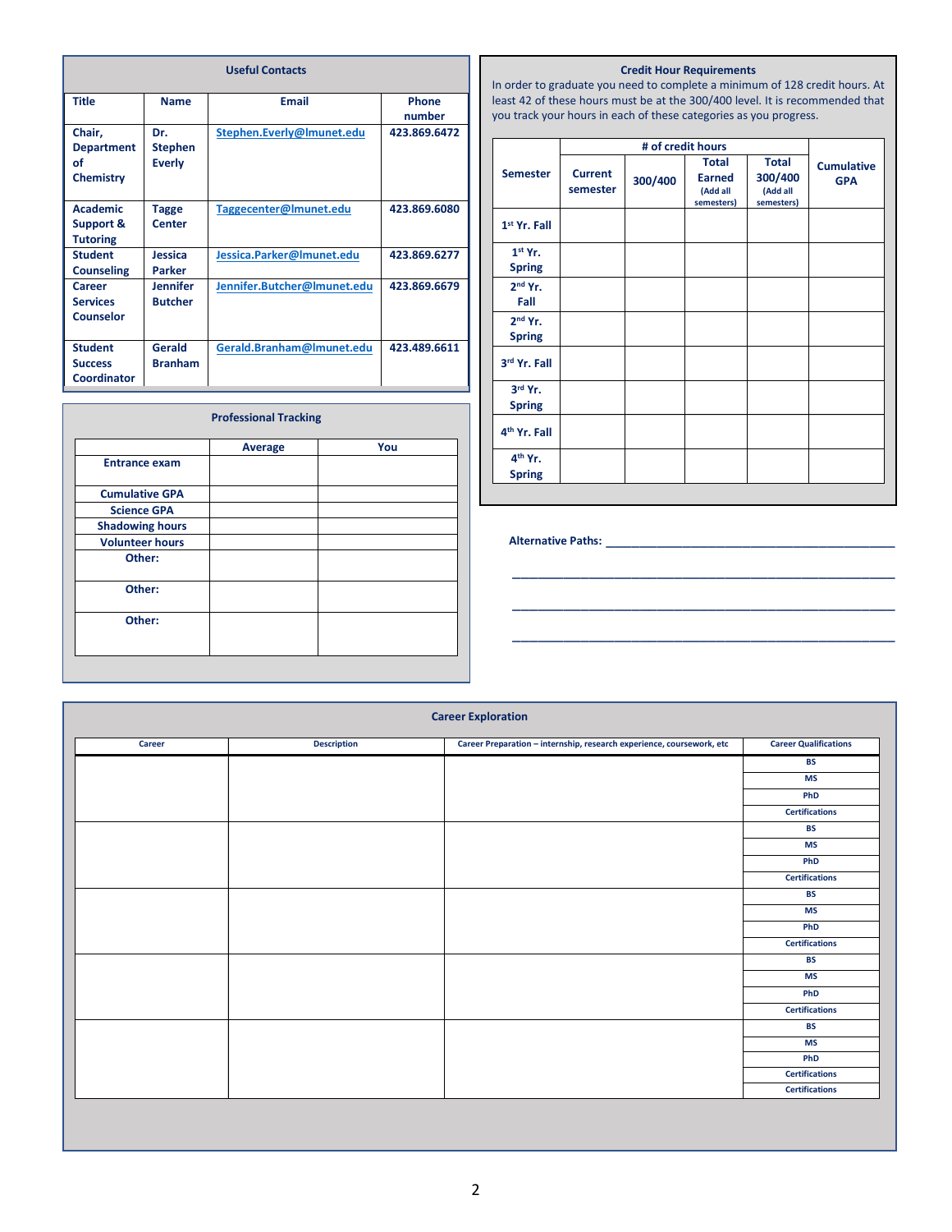## Useful Contacts

| Title | Name | Email | Phone number |
|---|---|---|---|
| Chair, Department of Chemistry | Dr. Stephen Everly | Stephen.Everly@lmunet.edu | 423.869.6472 |
| Academic Support & Tutoring | Tagge Center | Taggecenter@lmunet.edu | 423.869.6080 |
| Student Counseling | Jessica Parker | Jessica.Parker@lmunet.edu | 423.869.6277 |
| Career Services Counselor | Jennifer Butcher | Jennifer.Butcher@lmunet.edu | 423.869.6679 |
| Student Success Coordinator | Gerald Branham | Gerald.Branham@lmunet.edu | 423.489.6611 |

## Credit Hour Requirements

In order to graduate you need to complete a minimum of 128 credit hours. At least 42 of these hours must be at the 300/400 level. It is recommended that you track your hours in each of these categories as you progress.

| Semester | # of credit hours | | | | Cumulative GPA |
|---|---|---|---|---|---|
| | Current semester | 300/400 | Total Earned (Add all semesters) | Total 300/400 (Add all semesters) | |
| 1st Yr. Fall | | | | | |
| 1st Yr. Spring | | | | | |
| 2nd Yr. Fall | | | | | |
| 2nd Yr. Spring | | | | | |
| 3rd Yr. Fall | | | | | |
| 3rd Yr. Spring | | | | | |
| 4th Yr. Fall | | | | | |
| 4th Yr. Spring | | | | | |

## Professional Tracking

| | Average | You |
|---|---|---|
| Entrance exam | | |
| Cumulative GPA | | |
| Science GPA | | |
| Shadowing hours | | |
| Volunteer hours | | |
| Other: | | |
| Other: | | |
| Other: | | |

**Alternative Paths:** ____________________________________________

______________________________________________________________

______________________________________________________________

______________________________________________________________

## Career Exploration

| Career | Description | Career Preparation – internship, research experience, coursework, etc | Career Qualifications |
|---|---|---|---|
| | | | BS |
| | | | MS |
| | | | PhD |
| | | | Certifications |
| | | | BS |
| | | | MS |
| | | | PhD |
| | | | Certifications |
| | | | BS |
| | | | MS |
| | | | PhD |
| | | | Certifications |
| | | | BS |
| | | | MS |
| | | | PhD |
| | | | Certifications |
| | | | BS |
| | | | MS |
| | | | PhD |
| | | | Certifications |
| | | | Certifications |